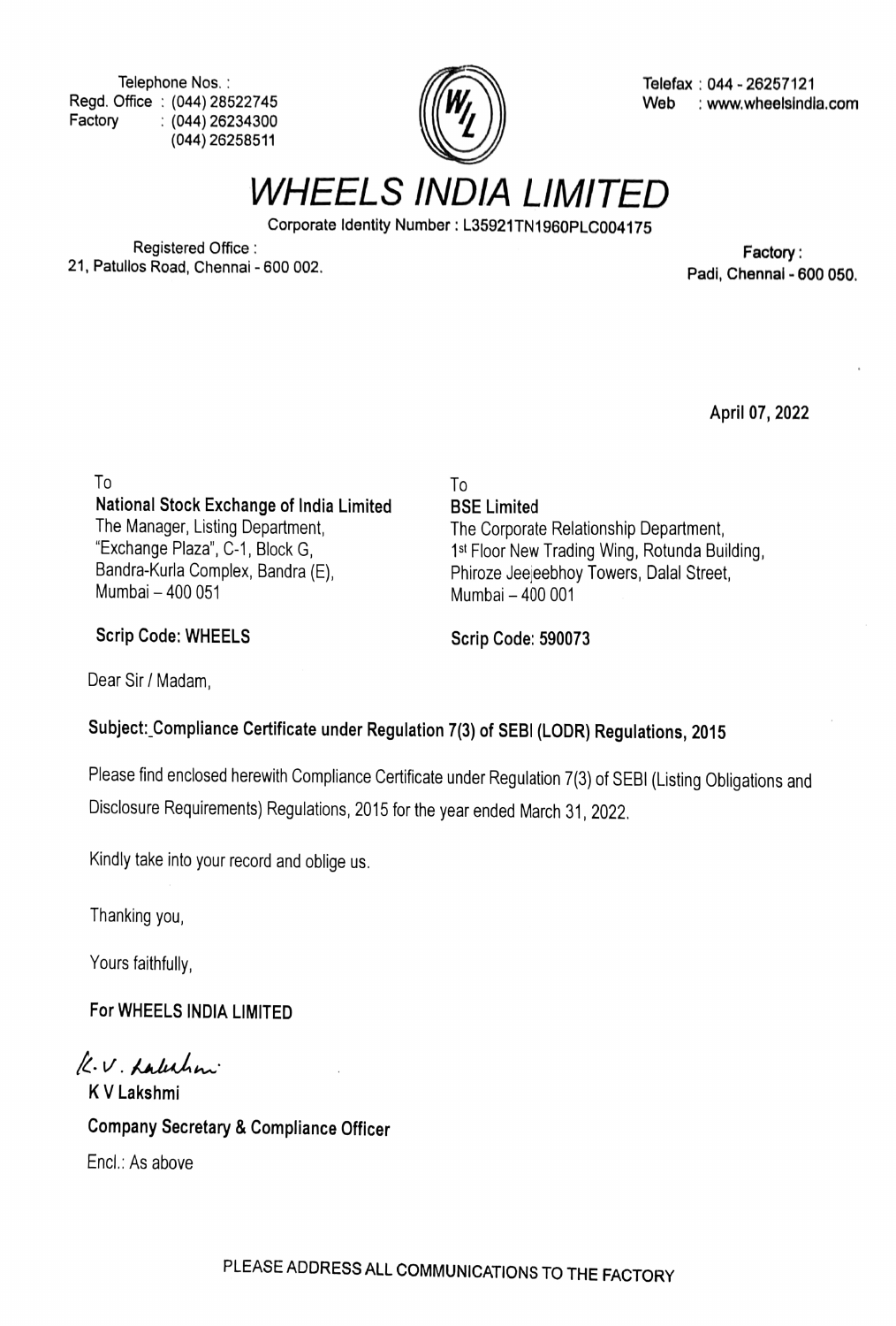Telephone Nos. :
Regd. Office : (044) 28522745
Factory : (044) 26234300
(044) 26258511

Telefax : 044 - 26257121
Web : www.wheelsindia.com

# WHEELS INDIA LIMITED

Corporate Identity Number : L35921TN1960PLC004175

Registered Office :
21, Patullos Road, Chennai - 600 002.

Factory :
Padi, Chennai - 600 050.

April 07, 2022

To
**National Stock Exchange of India Limited**
The Manager, Listing Department,
"Exchange Plaza", C-1, Block G,
Bandra-Kurla Complex, Bandra (E),
Mumbai – 400 051

**Scrip Code: WHEELS**

To
**BSE Limited**
The Corporate Relationship Department,
1st Floor New Trading Wing, Rotunda Building,
Phiroze Jeejeebhoy Towers, Dalal Street,
Mumbai – 400 001

**Scrip Code: 590073**

Dear Sir / Madam,

**Subject: Compliance Certificate under Regulation 7(3) of SEBI (LODR) Regulations, 2015**

Please find enclosed herewith Compliance Certificate under Regulation 7(3) of SEBI (Listing Obligations and Disclosure Requirements) Regulations, 2015 for the year ended March 31, 2022.

Kindly take into your record and oblige us.

Thanking you,

Yours faithfully,

**For WHEELS INDIA LIMITED**

K.V. Lakshmi

**K V Lakshmi**

**Company Secretary & Compliance Officer**

Encl.: As above

PLEASE ADDRESS ALL COMMUNICATIONS TO THE FACTORY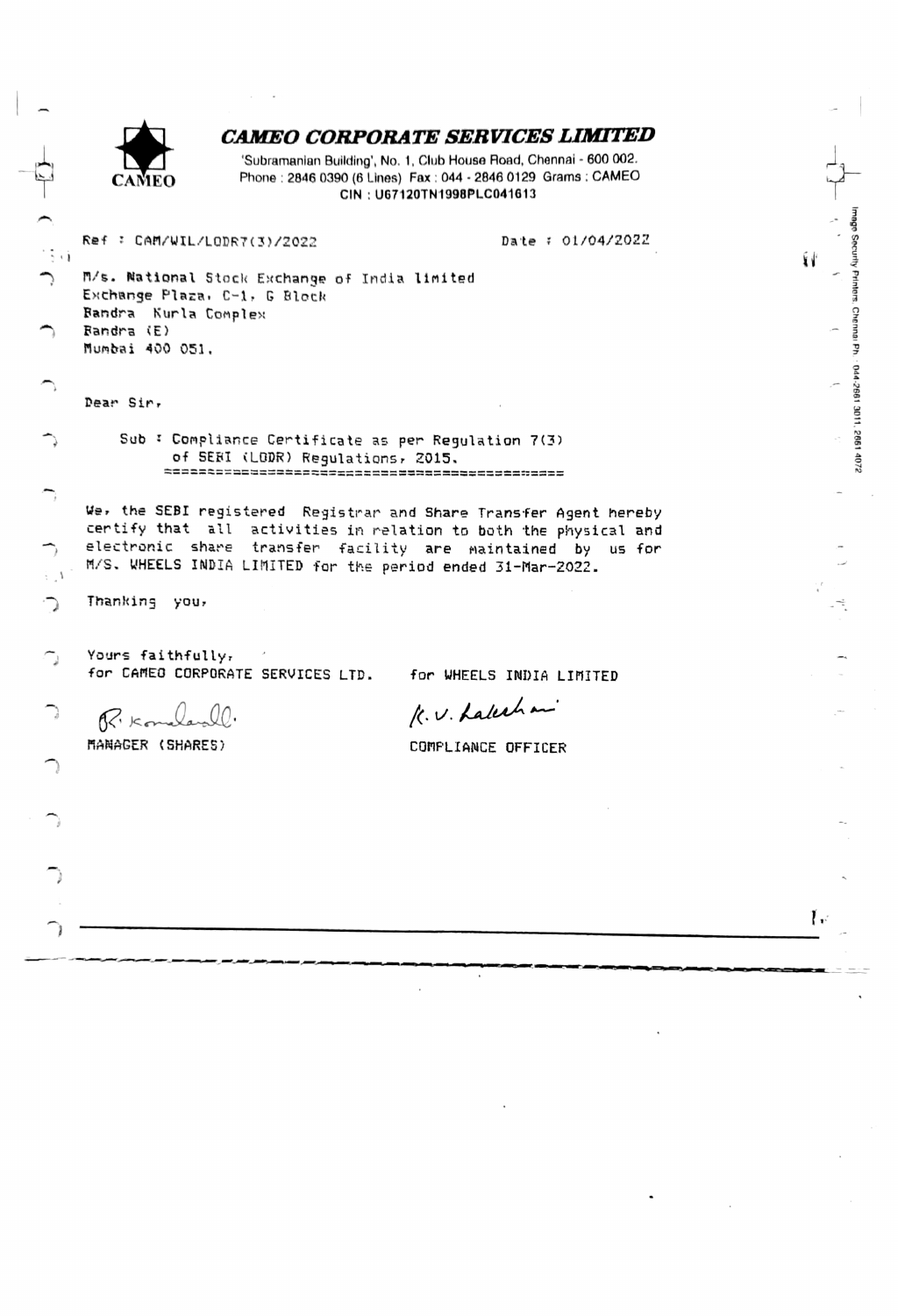# CAMEO CORPORATE SERVICES LIMITED

'Subramanian Building', No. 1, Club House Road, Chennai - 600 002.
Phone : 2846 0390 (6 Lines) Fax : 044 - 2846 0129 Grams : CAMEO
CIN : U67120TN1998PLC041613

Ref : CAM/WIL/LODR7(3)/2022 Date : 01/04/2022

M/s. National Stock Exchange of India limited
Exchange Plaza, C-1, G Block
Bandra Kurla Complex
Bandra (E)
Mumbai 400 051.

Dear Sir,

Sub : Compliance Certificate as per Regulation 7(3) of SEBI (LODR) Regulations, 2015.

We, the SEBI registered Registrar and Share Transfer Agent hereby certify that all activities in relation to both the physical and electronic share transfer facility are maintained by us for M/S. WHEELS INDIA LIMITED for the period ended 31-Mar-2022.

Thanking you,

Yours faithfully,

for CAMEO CORPORATE SERVICES LTD.

MANAGER (SHARES)

for WHEELS INDIA LIMITED

COMPLIANCE OFFICER